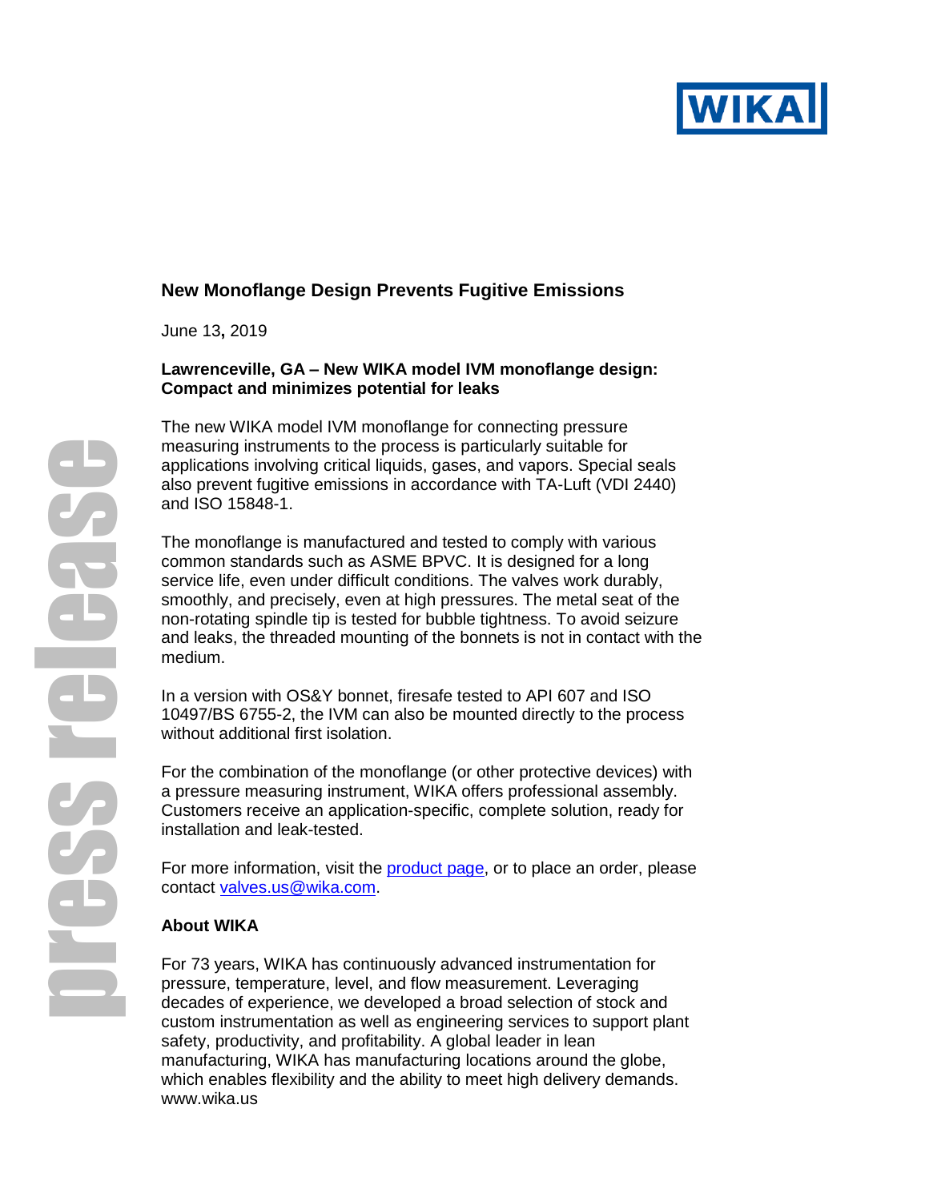# New Monoflange Design Prevents Fugitive Emissions

June 13, 2019

**Lawrenceville, GA – New WIKA model IVM monoflange design: Compact and minimizes potential for leaks**

The new WIKA model IVM monoflange for connecting pressure measuring instruments to the process is particularly suitable for applications involving critical liquids, gases, and vapors. Special seals also prevent fugitive emissions in accordance with TA-Luft (VDI 2440) and ISO 15848-1.

The monoflange is manufactured and tested to comply with various common standards such as ASME BPVC. It is designed for a long service life, even under difficult conditions. The valves work durably, smoothly, and precisely, even at high pressures. The metal seat of the non-rotating spindle tip is tested for bubble tightness. To avoid seizure and leaks, the threaded mounting of the bonnets is not in contact with the medium.

In a version with OS&Y bonnet, firesafe tested to API 607 and ISO 10497/BS 6755-2, the IVM can also be mounted directly to the process without additional first isolation.

For the combination of the monoflange (or other protective devices) with a pressure measuring instrument, WIKA offers professional assembly. Customers receive an application-specific, complete solution, ready for installation and leak-tested.

For more information, visit the product page, or to place an order, please contact valves.us@wika.com.

## About WIKA

For 73 years, WIKA has continuously advanced instrumentation for pressure, temperature, level, and flow measurement. Leveraging decades of experience, we developed a broad selection of stock and custom instrumentation as well as engineering services to support plant safety, productivity, and profitability. A global leader in lean manufacturing, WIKA has manufacturing locations around the globe, which enables flexibility and the ability to meet high delivery demands.
www.wika.us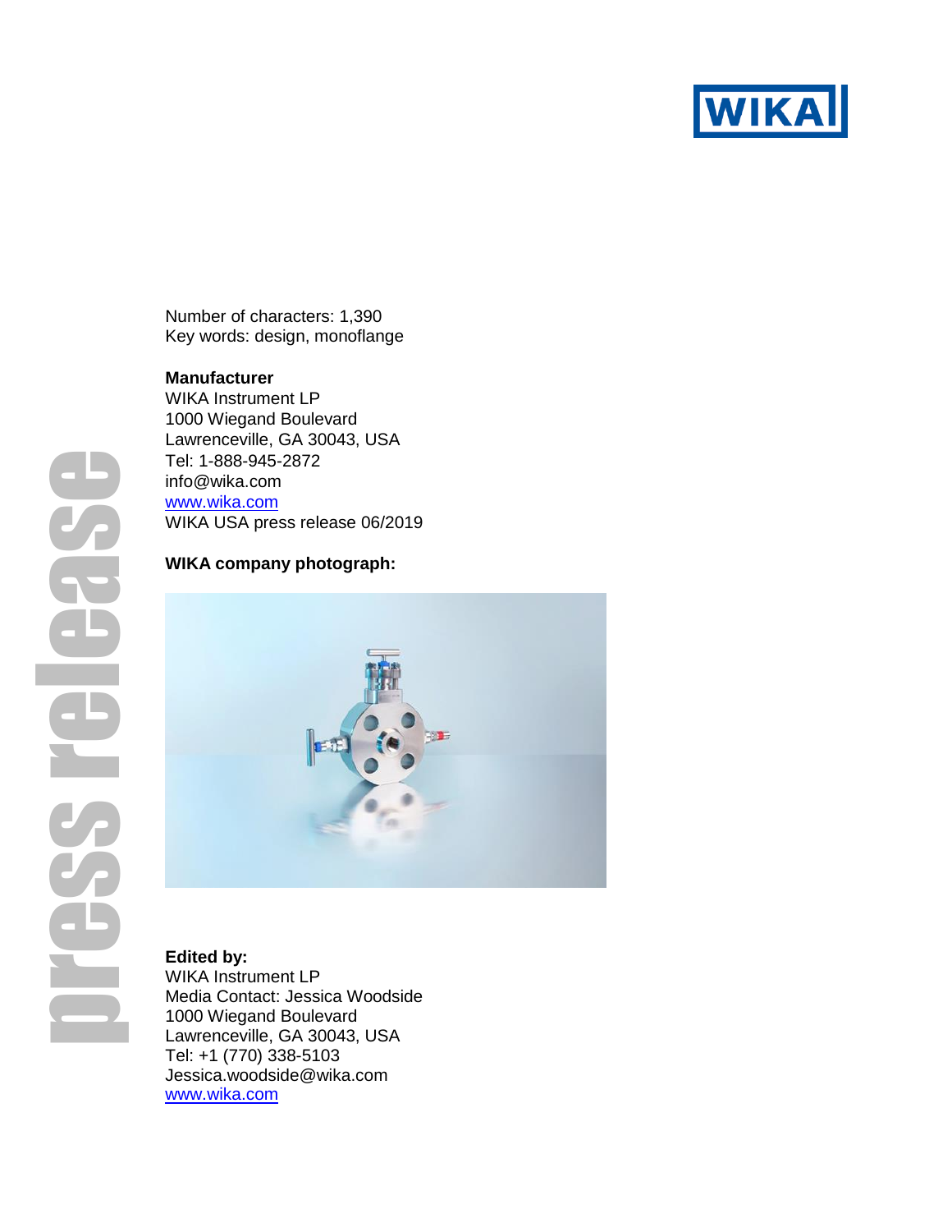Number of characters: 1,390
Key words: design, monoflange

**Manufacturer**
WIKA Instrument LP
1000 Wiegand Boulevard
Lawrenceville, GA 30043, USA
Tel: 1-888-945-2872
info@wika.com
www.wika.com
WIKA USA press release 06/2019

**WIKA company photograph:**

**Edited by:**
WIKA Instrument LP
Media Contact: Jessica Woodside
1000 Wiegand Boulevard
Lawrenceville, GA 30043, USA
Tel: +1 (770) 338-5103
Jessica.woodside@wika.com
www.wika.com